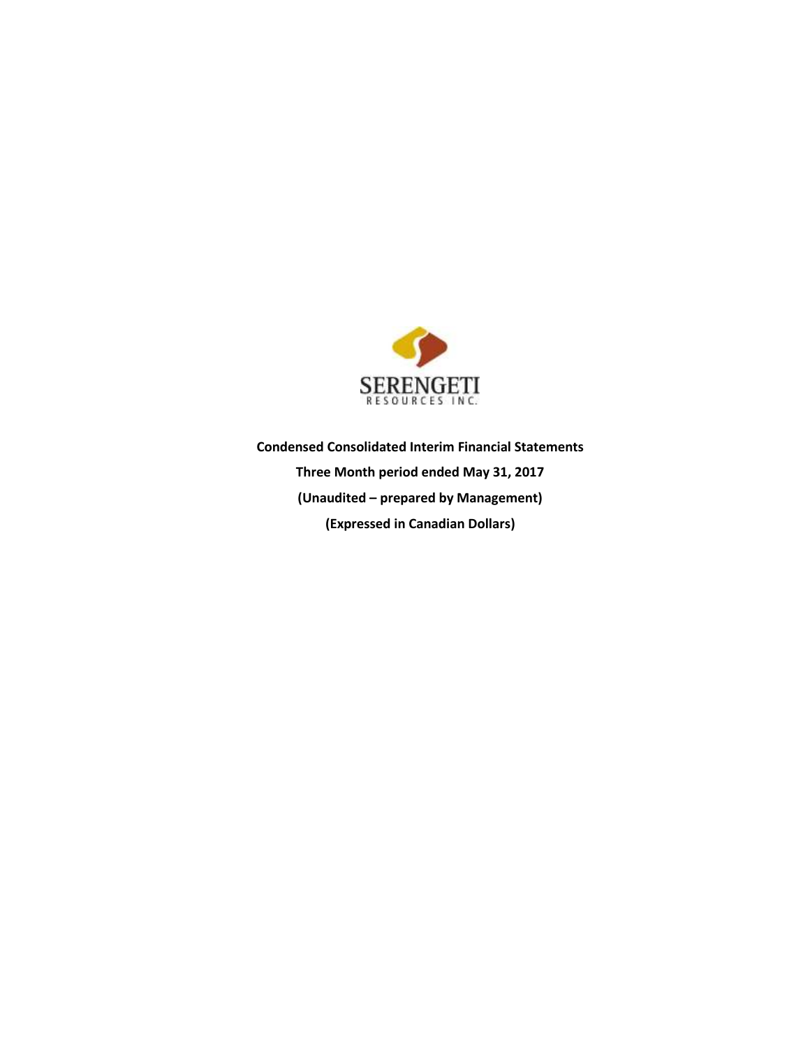SERENGETI

RESOURCES INC.

**Condensed Consolidated Interim Financial Statements**

**Three Month period ended May 31, 2017**

**(Unaudited – prepared by Management)**

**(Expressed in Canadian Dollars)**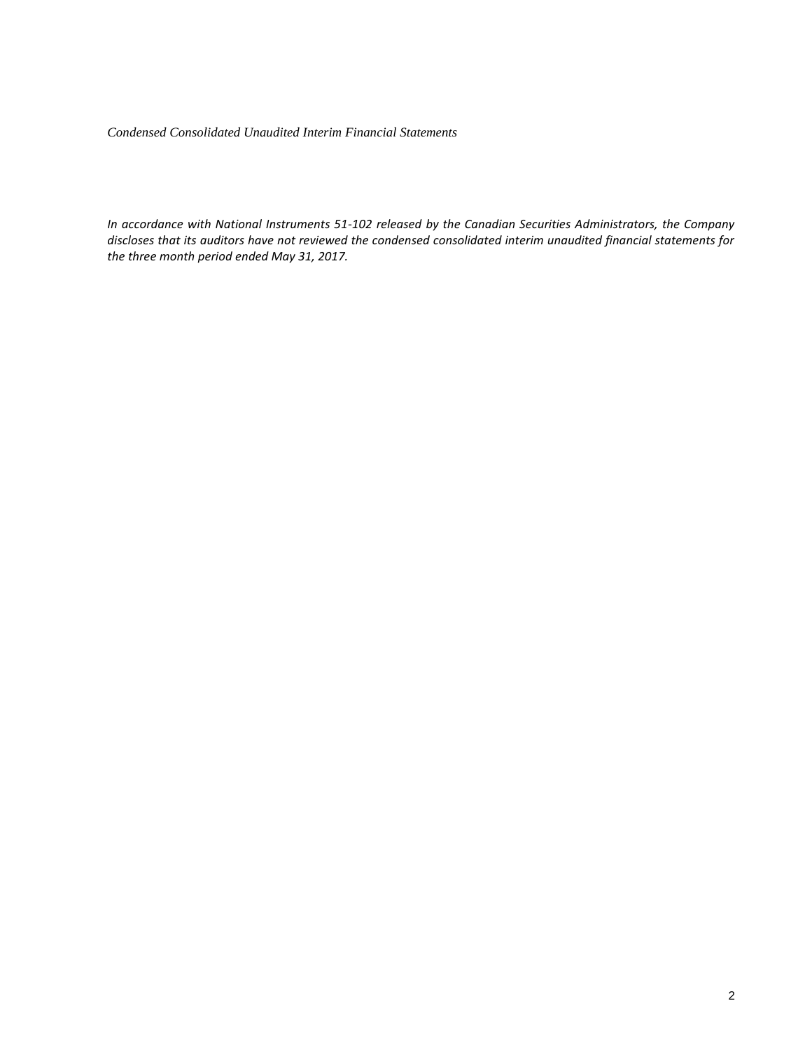*Condensed Consolidated Unaudited Interim Financial Statements*

*In accordance with National Instruments 51-102 released by the Canadian Securities Administrators, the Company discloses that its auditors have not reviewed the condensed consolidated interim unaudited financial statements for the three month period ended May 31, 2017.*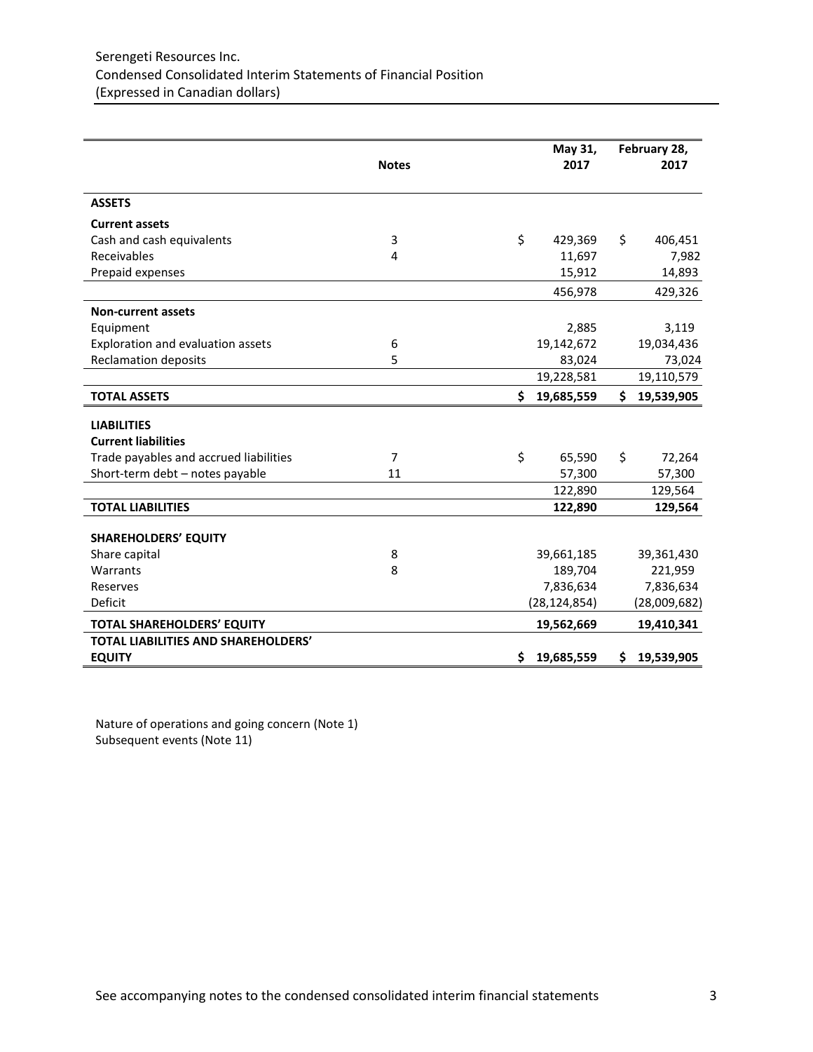Serengeti Resources Inc.
Condensed Consolidated Interim Statements of Financial Position
(Expressed in Canadian dollars)

| | Notes | May 31, 2017 | February 28, 2017 |
|---|---|---|---|
| **ASSETS** | | | |
| **Current assets** | | | |
| Cash and cash equivalents | 3 | $ 429,369 | $ 406,451 |
| Receivables | 4 | 11,697 | 7,982 |
| Prepaid expenses | | 15,912 | 14,893 |
| | | 456,978 | 429,326 |
| **Non-current assets** | | | |
| Equipment | | 2,885 | 3,119 |
| Exploration and evaluation assets | 6 | 19,142,672 | 19,034,436 |
| Reclamation deposits | 5 | 83,024 | 73,024 |
| | | 19,228,581 | 19,110,579 |
| **TOTAL ASSETS** | | **$ 19,685,559** | **$ 19,539,905** |
| **LIABILITIES** | | | |
| **Current liabilities** | | | |
| Trade payables and accrued liabilities | 7 | $ 65,590 | $ 72,264 |
| Short-term debt – notes payable | 11 | 57,300 | 57,300 |
| | | 122,890 | 129,564 |
| **TOTAL LIABILITIES** | | **122,890** | **129,564** |
| **SHAREHOLDERS' EQUITY** | | | |
| Share capital | 8 | 39,661,185 | 39,361,430 |
| Warrants | 8 | 189,704 | 221,959 |
| Reserves | | 7,836,634 | 7,836,634 |
| Deficit | | (28,124,854) | (28,009,682) |
| **TOTAL SHAREHOLDERS' EQUITY** | | **19,562,669** | **19,410,341** |
| **TOTAL LIABILITIES AND SHAREHOLDERS' EQUITY** | | **$ 19,685,559** | **$ 19,539,905** |

Nature of operations and going concern (Note 1)
Subsequent events (Note 11)

See accompanying notes to the condensed consolidated interim financial statements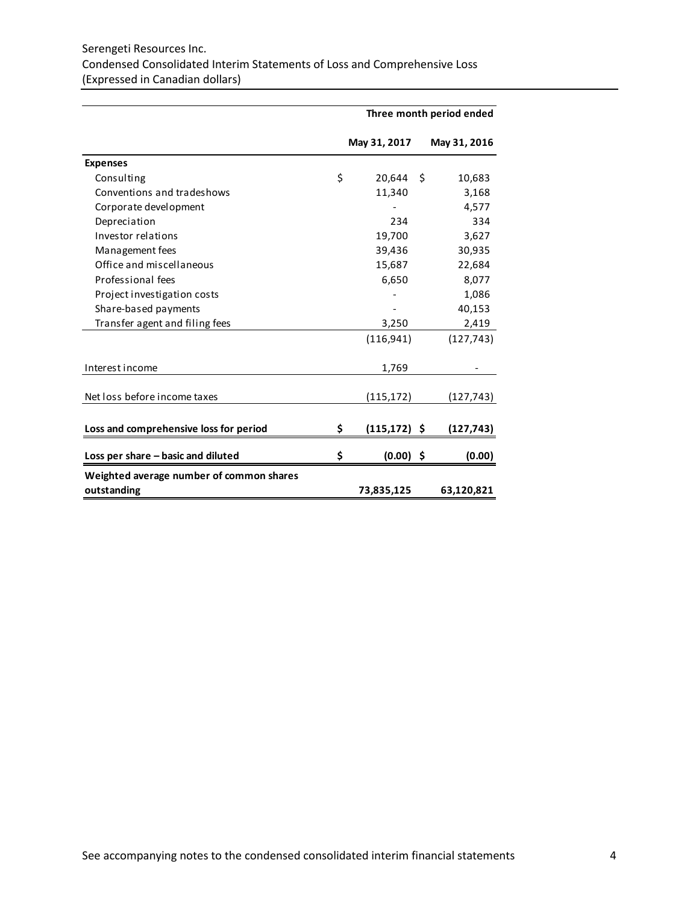Serengeti Resources Inc.
Condensed Consolidated Interim Statements of Loss and Comprehensive Loss
(Expressed in Canadian dollars)

| | Three month period ended | |
|---|---|---|
| | May 31, 2017 | May 31, 2016 |
| **Expenses** | | |
| Consulting | $ 20,644 | $ 10,683 |
| Conventions and tradeshows | 11,340 | 3,168 |
| Corporate development | - | 4,577 |
| Depreciation | 234 | 334 |
| Investor relations | 19,700 | 3,627 |
| Management fees | 39,436 | 30,935 |
| Office and miscellaneous | 15,687 | 22,684 |
| Professional fees | 6,650 | 8,077 |
| Project investigation costs | - | 1,086 |
| Share-based payments | - | 40,153 |
| Transfer agent and filing fees | 3,250 | 2,419 |
| | (116,941) | (127,743) |
| Interest income | 1,769 | - |
| Net loss before income taxes | (115,172) | (127,743) |
| **Loss and comprehensive loss for period** | **$ (115,172)** | **$ (127,743)** |
| **Loss per share – basic and diluted** | **$ (0.00)** | **$ (0.00)** |
| **Weighted average number of common shares outstanding** | **73,835,125** | **63,120,821** |

See accompanying notes to the condensed consolidated interim financial statements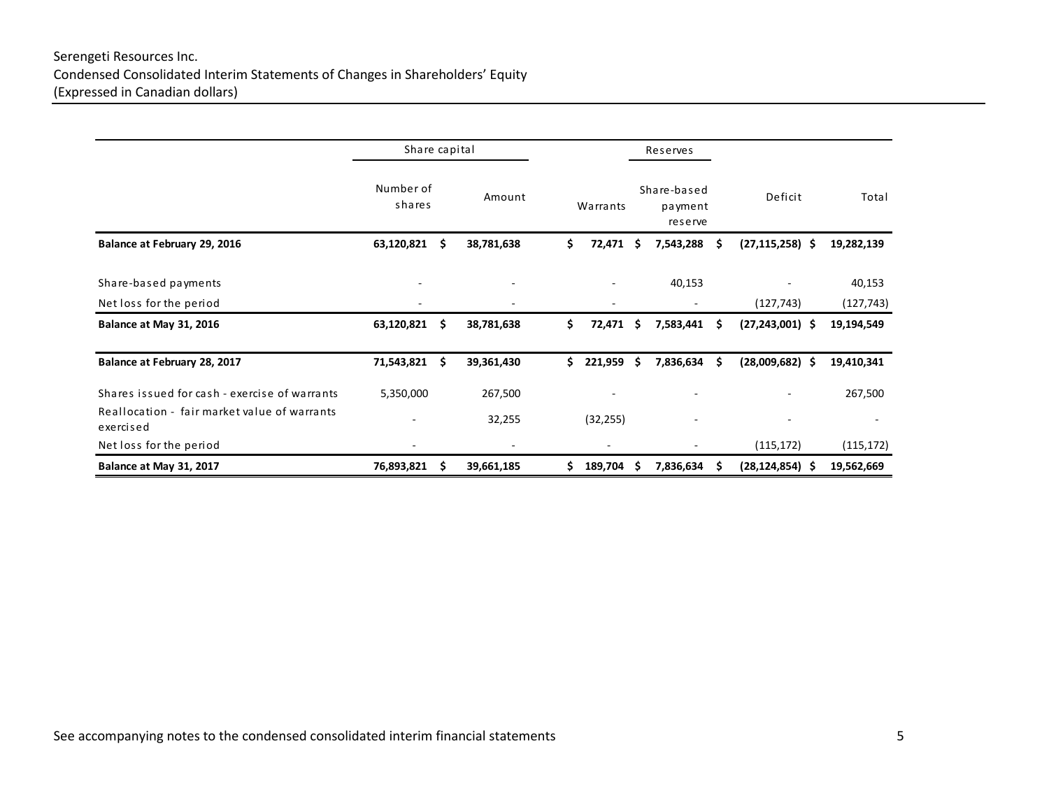Serengeti Resources Inc.
Condensed Consolidated Interim Statements of Changes in Shareholders' Equity
(Expressed in Canadian dollars)

| | Share capital | | Reserves | | | |
|---|---|---|---|---|---|---|
| | Number of shares | Amount | Warrants | Share-based payment reserve | Deficit | Total |
| **Balance at February 29, 2016** | **63,120,821** | **$ 38,781,638** | **$ 72,471** | **$ 7,543,288** | **$ (27,115,258)** | **$ 19,282,139** |
| Share-based payments | - | - | - | 40,153 | - | 40,153 |
| Net loss for the period | - | - | - | - | (127,743) | (127,743) |
| **Balance at May 31, 2016** | **63,120,821** | **$ 38,781,638** | **$ 72,471** | **$ 7,583,441** | **$ (27,243,001)** | **$ 19,194,549** |
| **Balance at February 28, 2017** | **71,543,821** | **$ 39,361,430** | **$ 221,959** | **$ 7,836,634** | **$ (28,009,682)** | **$ 19,410,341** |
| Shares issued for cash - exercise of warrants | 5,350,000 | 267,500 | - | - | - | 267,500 |
| Reallocation - fair market value of warrants exercised | - | 32,255 | (32,255) | - | - | - |
| Net loss for the period | - | - | - | - | (115,172) | (115,172) |
| **Balance at May 31, 2017** | **76,893,821** | **$ 39,661,185** | **$ 189,704** | **$ 7,836,634** | **$ (28,124,854)** | **$ 19,562,669** |

See accompanying notes to the condensed consolidated interim financial statements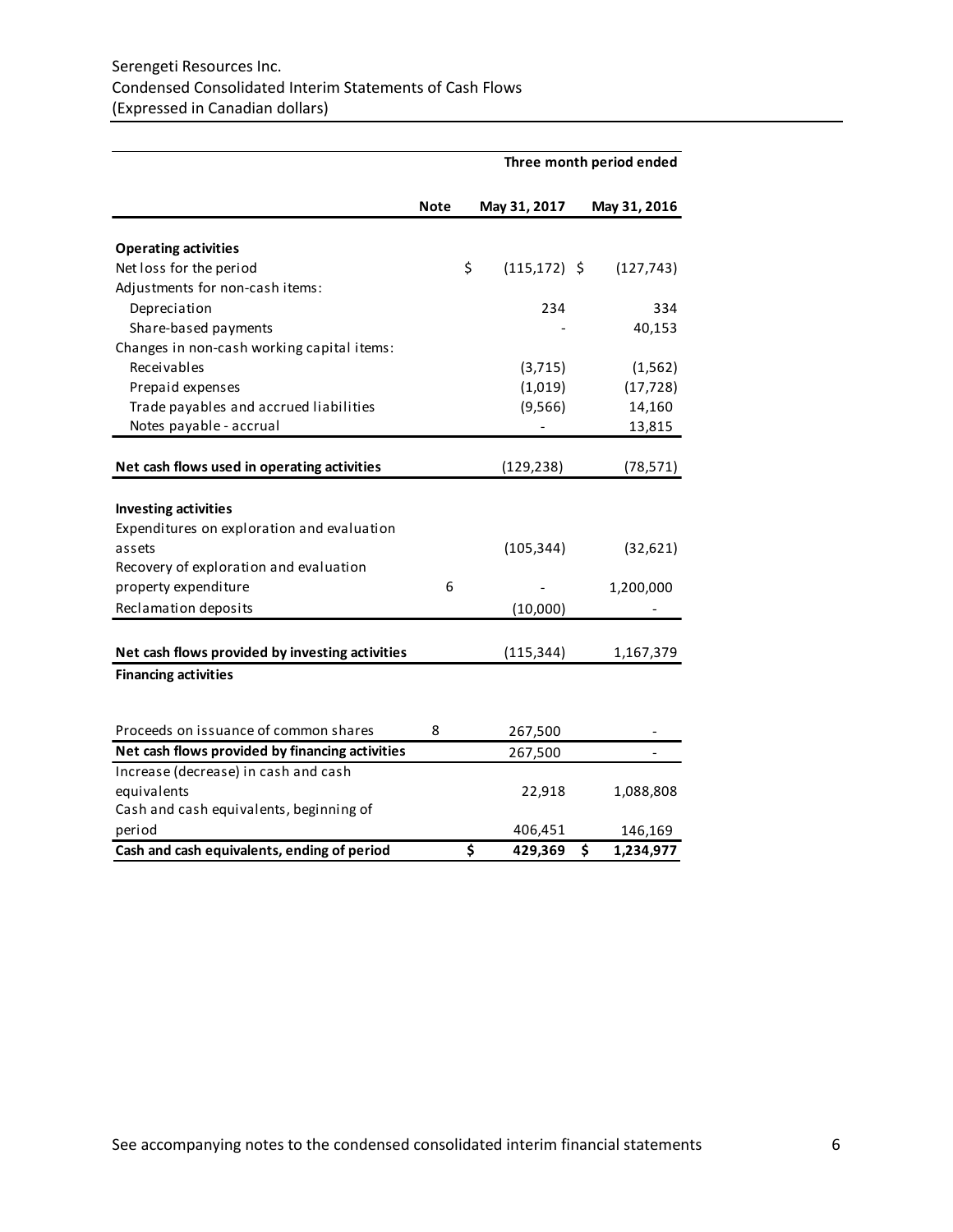Serengeti Resources Inc.
Condensed Consolidated Interim Statements of Cash Flows
(Expressed in Canadian dollars)

| | | Three month period ended | |
|---|---|---|---|
| | **Note** | **May 31, 2017** | **May 31, 2016** |
| **Operating activities** | | | |
| Net loss for the period | | $ (115,172) | $ (127,743) |
| Adjustments for non-cash items: | | | |
| Depreciation | | 234 | 334 |
| Share-based payments | | - | 40,153 |
| Changes in non-cash working capital items: | | | |
| Receivables | | (3,715) | (1,562) |
| Prepaid expenses | | (1,019) | (17,728) |
| Trade payables and accrued liabilities | | (9,566) | 14,160 |
| Notes payable - accrual | | - | 13,815 |
| **Net cash flows used in operating activities** | | (129,238) | (78,571) |
| **Investing activities** | | | |
| Expenditures on exploration and evaluation assets | | (105,344) | (32,621) |
| Recovery of exploration and evaluation property expenditure | 6 | - | 1,200,000 |
| Reclamation deposits | | (10,000) | - |
| **Net cash flows provided by investing activities** | | (115,344) | 1,167,379 |
| **Financing activities** | | | |
| Proceeds on issuance of common shares | 8 | 267,500 | - |
| **Net cash flows provided by financing activities** | | 267,500 | - |
| Increase (decrease) in cash and cash equivalents | | 22,918 | 1,088,808 |
| Cash and cash equivalents, beginning of period | | 406,451 | 146,169 |
| **Cash and cash equivalents, ending of period** | | **$ 429,369** | **$ 1,234,977** |

See accompanying notes to the condensed consolidated interim financial statements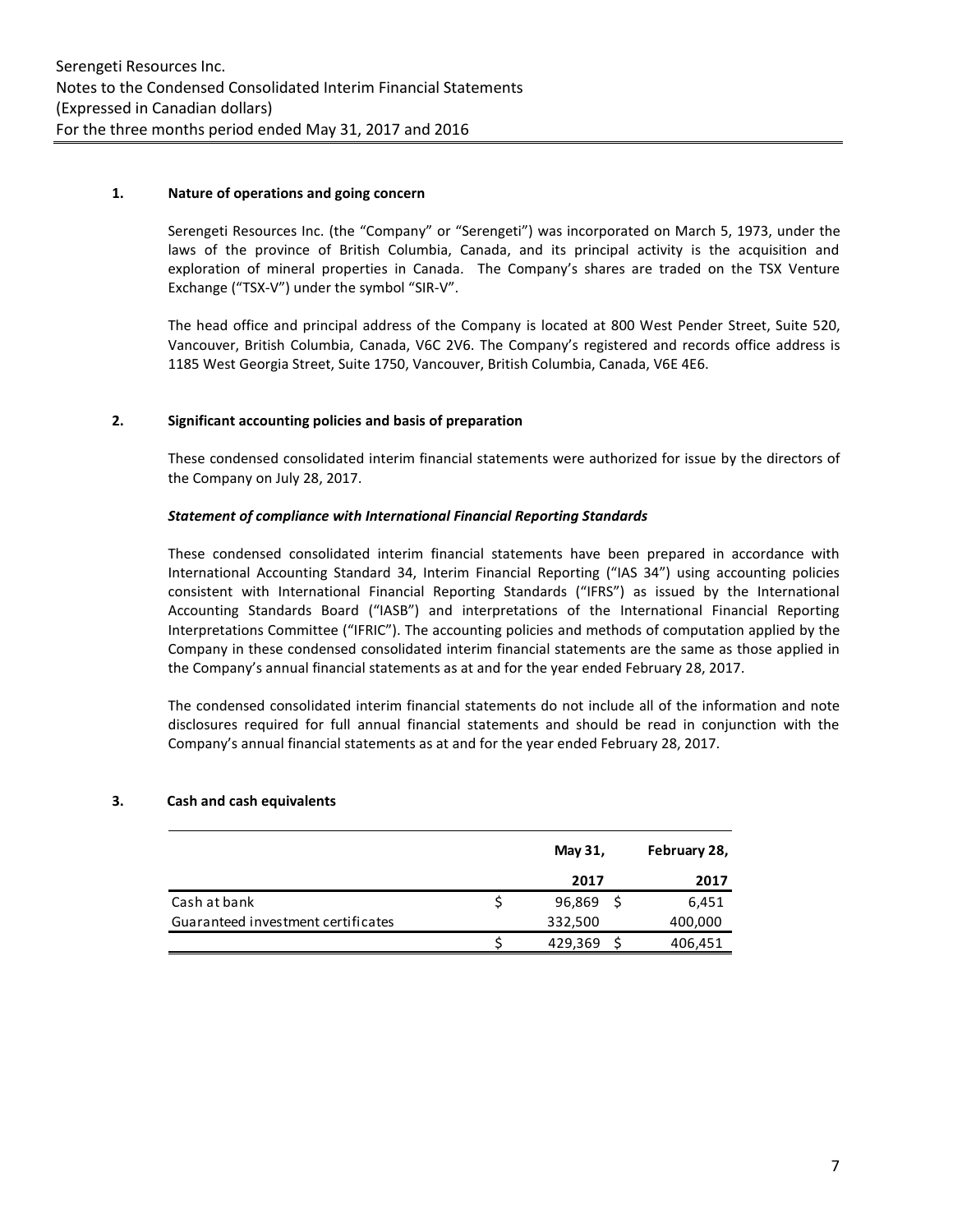## 1. Nature of operations and going concern

Serengeti Resources Inc. (the "Company" or "Serengeti") was incorporated on March 5, 1973, under the laws of the province of British Columbia, Canada, and its principal activity is the acquisition and exploration of mineral properties in Canada. The Company's shares are traded on the TSX Venture Exchange ("TSX-V") under the symbol "SIR-V".

The head office and principal address of the Company is located at 800 West Pender Street, Suite 520, Vancouver, British Columbia, Canada, V6C 2V6. The Company's registered and records office address is 1185 West Georgia Street, Suite 1750, Vancouver, British Columbia, Canada, V6E 4E6.

## 2. Significant accounting policies and basis of preparation

These condensed consolidated interim financial statements were authorized for issue by the directors of the Company on July 28, 2017.

***Statement of compliance with International Financial Reporting Standards***

These condensed consolidated interim financial statements have been prepared in accordance with International Accounting Standard 34, Interim Financial Reporting ("IAS 34") using accounting policies consistent with International Financial Reporting Standards ("IFRS") as issued by the International Accounting Standards Board ("IASB") and interpretations of the International Financial Reporting Interpretations Committee ("IFRIC"). The accounting policies and methods of computation applied by the Company in these condensed consolidated interim financial statements are the same as those applied in the Company's annual financial statements as at and for the year ended February 28, 2017.

The condensed consolidated interim financial statements do not include all of the information and note disclosures required for full annual financial statements and should be read in conjunction with the Company's annual financial statements as at and for the year ended February 28, 2017.

## 3. Cash and cash equivalents

| | May 31, 2017 | February 28, 2017 |
|---|---|---|
| Cash at bank | $ 96,869 | $ 6,451 |
| Guaranteed investment certificates | 332,500 | 400,000 |
| | $ 429,369 | $ 406,451 |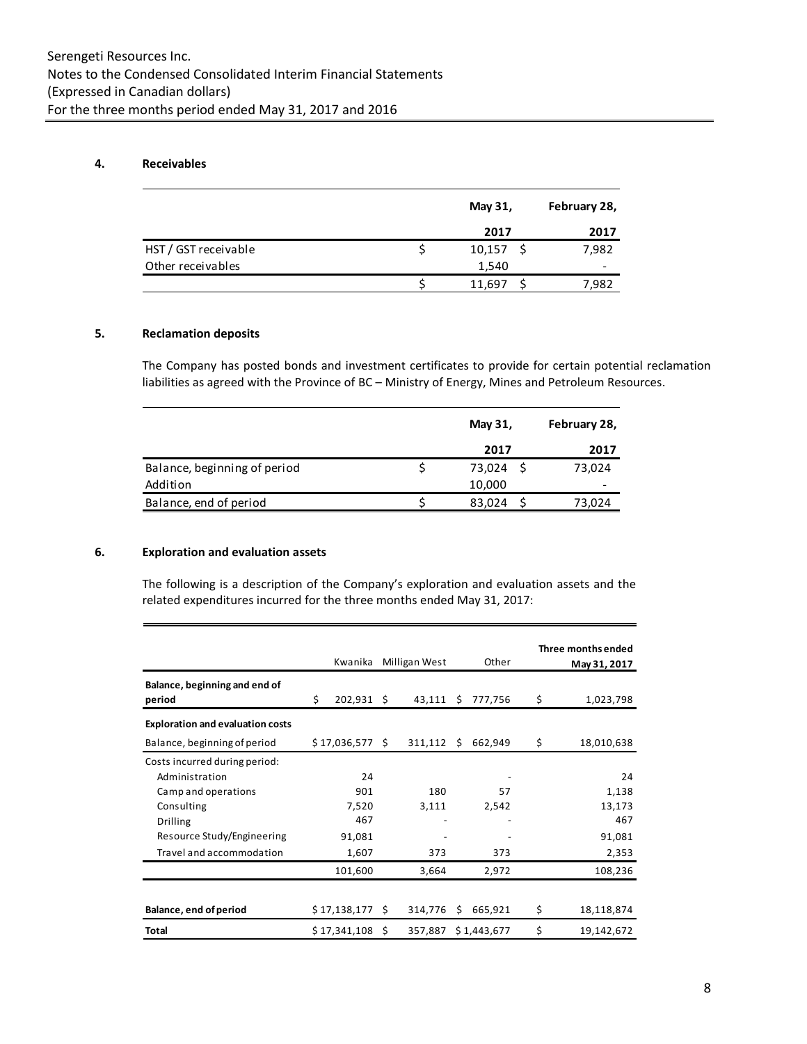## 4. Receivables

| | May 31, 2017 | February 28, 2017 |
|---|---|---|
| HST / GST receivable | $ 10,157 | $ 7,982 |
| Other receivables | 1,540 | - |
| | $ 11,697 | $ 7,982 |

## 5. Reclamation deposits

The Company has posted bonds and investment certificates to provide for certain potential reclamation liabilities as agreed with the Province of BC – Ministry of Energy, Mines and Petroleum Resources.

| | May 31, 2017 | February 28, 2017 |
|---|---|---|
| Balance, beginning of period | $ 73,024 | $ 73,024 |
| Addition | 10,000 | - |
| Balance, end of period | $ 83,024 | $ 73,024 |

## 6. Exploration and evaluation assets

The following is a description of the Company's exploration and evaluation assets and the related expenditures incurred for the three months ended May 31, 2017:

| | Kwanika | Milligan West | Other | Three months ended May 31, 2017 |
|---|---|---|---|---|
| **Balance, beginning and end of period** | $ 202,931 | $ 43,111 | $ 777,756 | $ 1,023,798 |
| **Exploration and evaluation costs** | | | | |
| Balance, beginning of period | $ 17,036,577 | $ 311,112 | $ 662,949 | $ 18,010,638 |
| Costs incurred during period: | | | | |
| Administration | 24 | | - | 24 |
| Camp and operations | 901 | 180 | 57 | 1,138 |
| Consulting | 7,520 | 3,111 | 2,542 | 13,173 |
| Drilling | 467 | - | - | 467 |
| Resource Study/Engineering | 91,081 | - | - | 91,081 |
| Travel and accommodation | 1,607 | 373 | 373 | 2,353 |
| | 101,600 | 3,664 | 2,972 | 108,236 |
| **Balance, end of period** | $ 17,138,177 | $ 314,776 | $ 665,921 | $ 18,118,874 |
| **Total** | $ 17,341,108 | $ 357,887 | $ 1,443,677 | $ 19,142,672 |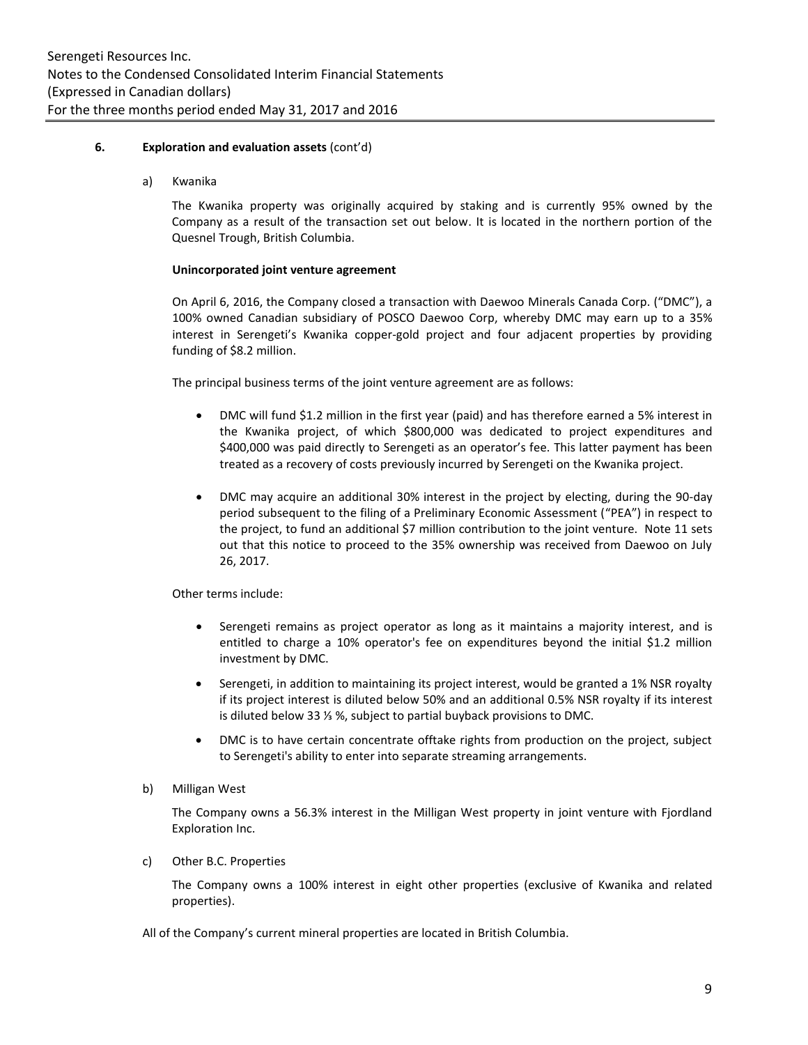### 6. Exploration and evaluation assets (cont'd)

a) Kwanika

The Kwanika property was originally acquired by staking and is currently 95% owned by the Company as a result of the transaction set out below. It is located in the northern portion of the Quesnel Trough, British Columbia.

**Unincorporated joint venture agreement**

On April 6, 2016, the Company closed a transaction with Daewoo Minerals Canada Corp. ("DMC"), a 100% owned Canadian subsidiary of POSCO Daewoo Corp, whereby DMC may earn up to a 35% interest in Serengeti's Kwanika copper-gold project and four adjacent properties by providing funding of $8.2 million.

The principal business terms of the joint venture agreement are as follows:

- DMC will fund $1.2 million in the first year (paid) and has therefore earned a 5% interest in the Kwanika project, of which $800,000 was dedicated to project expenditures and $400,000 was paid directly to Serengeti as an operator's fee. This latter payment has been treated as a recovery of costs previously incurred by Serengeti on the Kwanika project.
- DMC may acquire an additional 30% interest in the project by electing, during the 90-day period subsequent to the filing of a Preliminary Economic Assessment ("PEA") in respect to the project, to fund an additional $7 million contribution to the joint venture. Note 11 sets out that this notice to proceed to the 35% ownership was received from Daewoo on July 26, 2017.

Other terms include:

- Serengeti remains as project operator as long as it maintains a majority interest, and is entitled to charge a 10% operator's fee on expenditures beyond the initial $1.2 million investment by DMC.
- Serengeti, in addition to maintaining its project interest, would be granted a 1% NSR royalty if its project interest is diluted below 50% and an additional 0.5% NSR royalty if its interest is diluted below 33 ⅓ %, subject to partial buyback provisions to DMC.
- DMC is to have certain concentrate offtake rights from production on the project, subject to Serengeti's ability to enter into separate streaming arrangements.

b) Milligan West

The Company owns a 56.3% interest in the Milligan West property in joint venture with Fjordland Exploration Inc.

c) Other B.C. Properties

The Company owns a 100% interest in eight other properties (exclusive of Kwanika and related properties).

All of the Company's current mineral properties are located in British Columbia.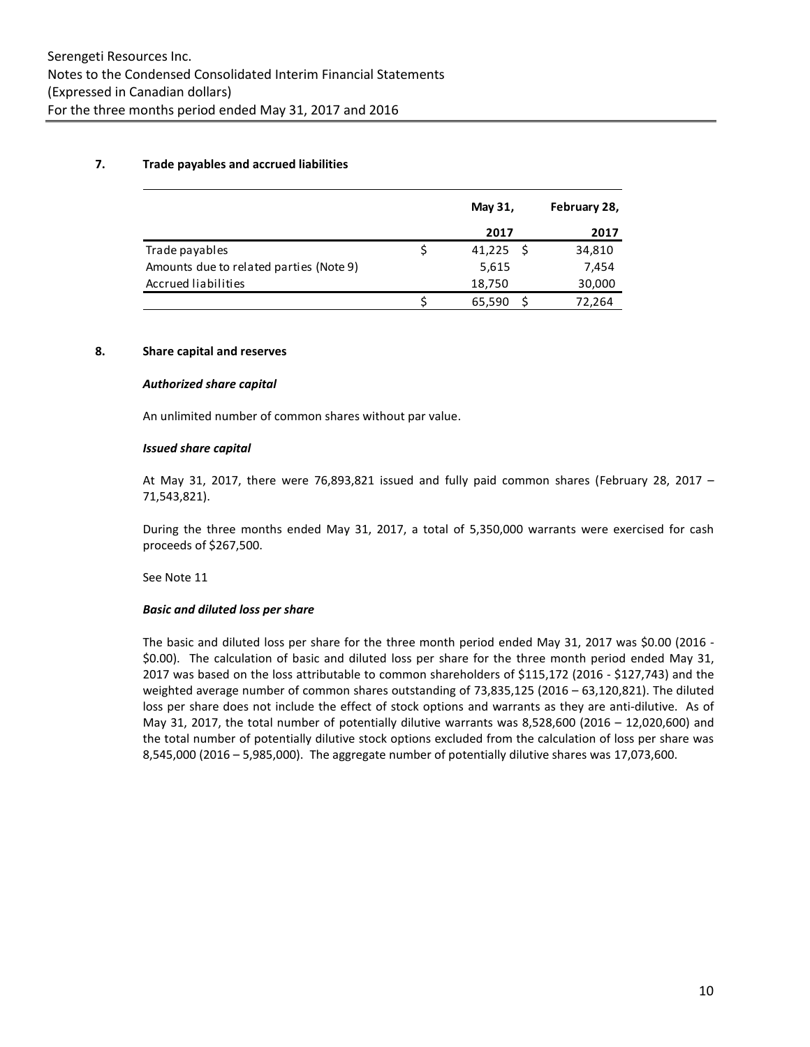## 7. Trade payables and accrued liabilities

| | May 31, 2017 | February 28, 2017 |
|---|---|---|
| Trade payables | $ 41,225 | $ 34,810 |
| Amounts due to related parties (Note 9) | 5,615 | 7,454 |
| Accrued liabilities | 18,750 | 30,000 |
| | $ 65,590 | $ 72,264 |

## 8. Share capital and reserves

### *Authorized share capital*

An unlimited number of common shares without par value.

### *Issued share capital*

At May 31, 2017, there were 76,893,821 issued and fully paid common shares (February 28, 2017 – 71,543,821).

During the three months ended May 31, 2017, a total of 5,350,000 warrants were exercised for cash proceeds of $267,500.

See Note 11

### *Basic and diluted loss per share*

The basic and diluted loss per share for the three month period ended May 31, 2017 was $0.00 (2016 - $0.00). The calculation of basic and diluted loss per share for the three month period ended May 31, 2017 was based on the loss attributable to common shareholders of $115,172 (2016 - $127,743) and the weighted average number of common shares outstanding of 73,835,125 (2016 – 63,120,821). The diluted loss per share does not include the effect of stock options and warrants as they are anti-dilutive. As of May 31, 2017, the total number of potentially dilutive warrants was 8,528,600 (2016 – 12,020,600) and the total number of potentially dilutive stock options excluded from the calculation of loss per share was 8,545,000 (2016 – 5,985,000). The aggregate number of potentially dilutive shares was 17,073,600.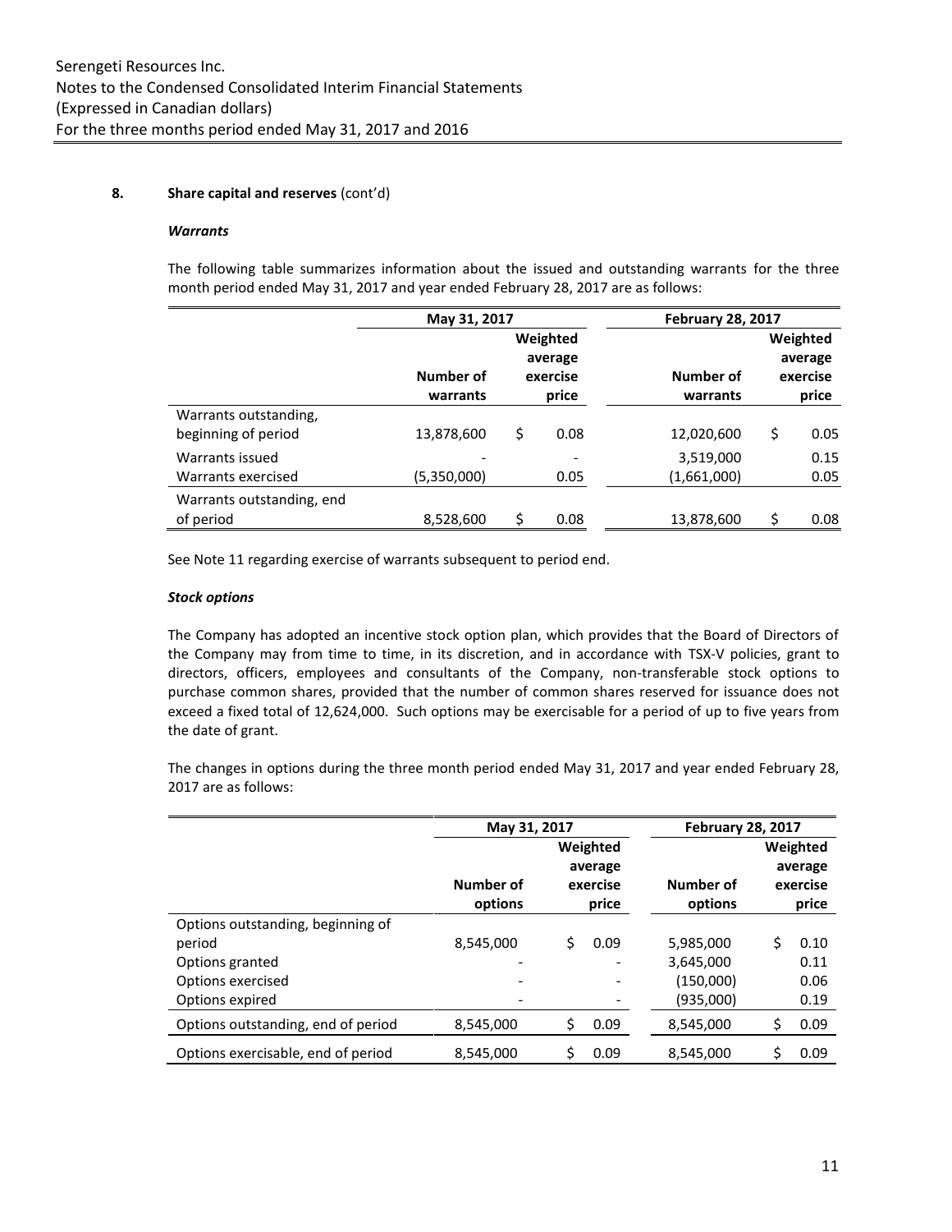## 8. Share capital and reserves (cont'd)

### *Warrants*

The following table summarizes information about the issued and outstanding warrants for the three month period ended May 31, 2017 and year ended February 28, 2017 are as follows:

| | May 31, 2017 | | February 28, 2017 | |
|---|---|---|---|---|
| | Number of warrants | Weighted average exercise price | Number of warrants | Weighted average exercise price |
| Warrants outstanding, beginning of period | 13,878,600 | $ 0.08 | 12,020,600 | $ 0.05 |
| Warrants issued | - | - | 3,519,000 | 0.15 |
| Warrants exercised | (5,350,000) | 0.05 | (1,661,000) | 0.05 |
| Warrants outstanding, end of period | 8,528,600 | $ 0.08 | 13,878,600 | $ 0.08 |

See Note 11 regarding exercise of warrants subsequent to period end.

### *Stock options*

The Company has adopted an incentive stock option plan, which provides that the Board of Directors of the Company may from time to time, in its discretion, and in accordance with TSX-V policies, grant to directors, officers, employees and consultants of the Company, non-transferable stock options to purchase common shares, provided that the number of common shares reserved for issuance does not exceed a fixed total of 12,624,000. Such options may be exercisable for a period of up to five years from the date of grant.

The changes in options during the three month period ended May 31, 2017 and year ended February 28, 2017 are as follows:

| | May 31, 2017 | | February 28, 2017 | |
|---|---|---|---|---|
| | Number of options | Weighted average exercise price | Number of options | Weighted average exercise price |
| Options outstanding, beginning of period | 8,545,000 | $ 0.09 | 5,985,000 | $ 0.10 |
| Options granted | - | - | 3,645,000 | 0.11 |
| Options exercised | - | - | (150,000) | 0.06 |
| Options expired | - | - | (935,000) | 0.19 |
| Options outstanding, end of period | 8,545,000 | $ 0.09 | 8,545,000 | $ 0.09 |
| Options exercisable, end of period | 8,545,000 | $ 0.09 | 8,545,000 | $ 0.09 |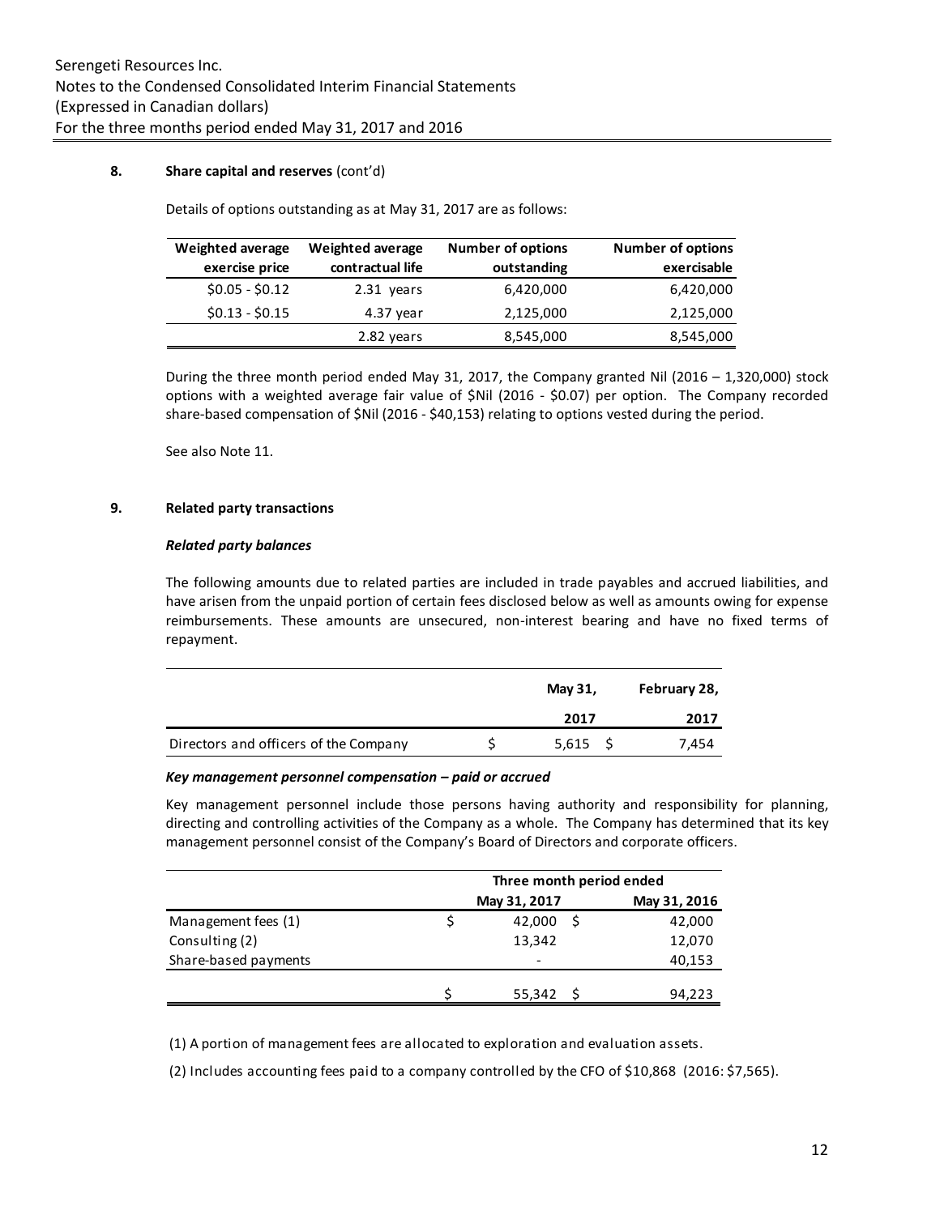## 8. Share capital and reserves (cont'd)

Details of options outstanding as at May 31, 2017 are as follows:

| Weighted average exercise price | Weighted average contractual life | Number of options outstanding | Number of options exercisable |
|---|---|---|---|
| $0.05 - $0.12 | 2.31 years | 6,420,000 | 6,420,000 |
| $0.13 - $0.15 | 4.37 year | 2,125,000 | 2,125,000 |
| | 2.82 years | 8,545,000 | 8,545,000 |

During the three month period ended May 31, 2017, the Company granted Nil (2016 – 1,320,000) stock options with a weighted average fair value of $Nil (2016 - $0.07) per option. The Company recorded share-based compensation of $Nil (2016 - $40,153) relating to options vested during the period.

See also Note 11.

## 9. Related party transactions

### *Related party balances*

The following amounts due to related parties are included in trade payables and accrued liabilities, and have arisen from the unpaid portion of certain fees disclosed below as well as amounts owing for expense reimbursements. These amounts are unsecured, non-interest bearing and have no fixed terms of repayment.

| | May 31, 2017 | February 28, 2017 |
|---|---|---|
| Directors and officers of the Company | $ 5,615 | $ 7,454 |

### *Key management personnel compensation – paid or accrued*

Key management personnel include those persons having authority and responsibility for planning, directing and controlling activities of the Company as a whole. The Company has determined that its key management personnel consist of the Company's Board of Directors and corporate officers.

| | Three month period ended | |
|---|---|---|
| | May 31, 2017 | May 31, 2016 |
| Management fees (1) | $ 42,000 | $ 42,000 |
| Consulting (2) | 13,342 | 12,070 |
| Share-based payments | - | 40,153 |
| | $ 55,342 | $ 94,223 |

(1) A portion of management fees are allocated to exploration and evaluation assets.

(2) Includes accounting fees paid to a company controlled by the CFO of $10,868 (2016: $7,565).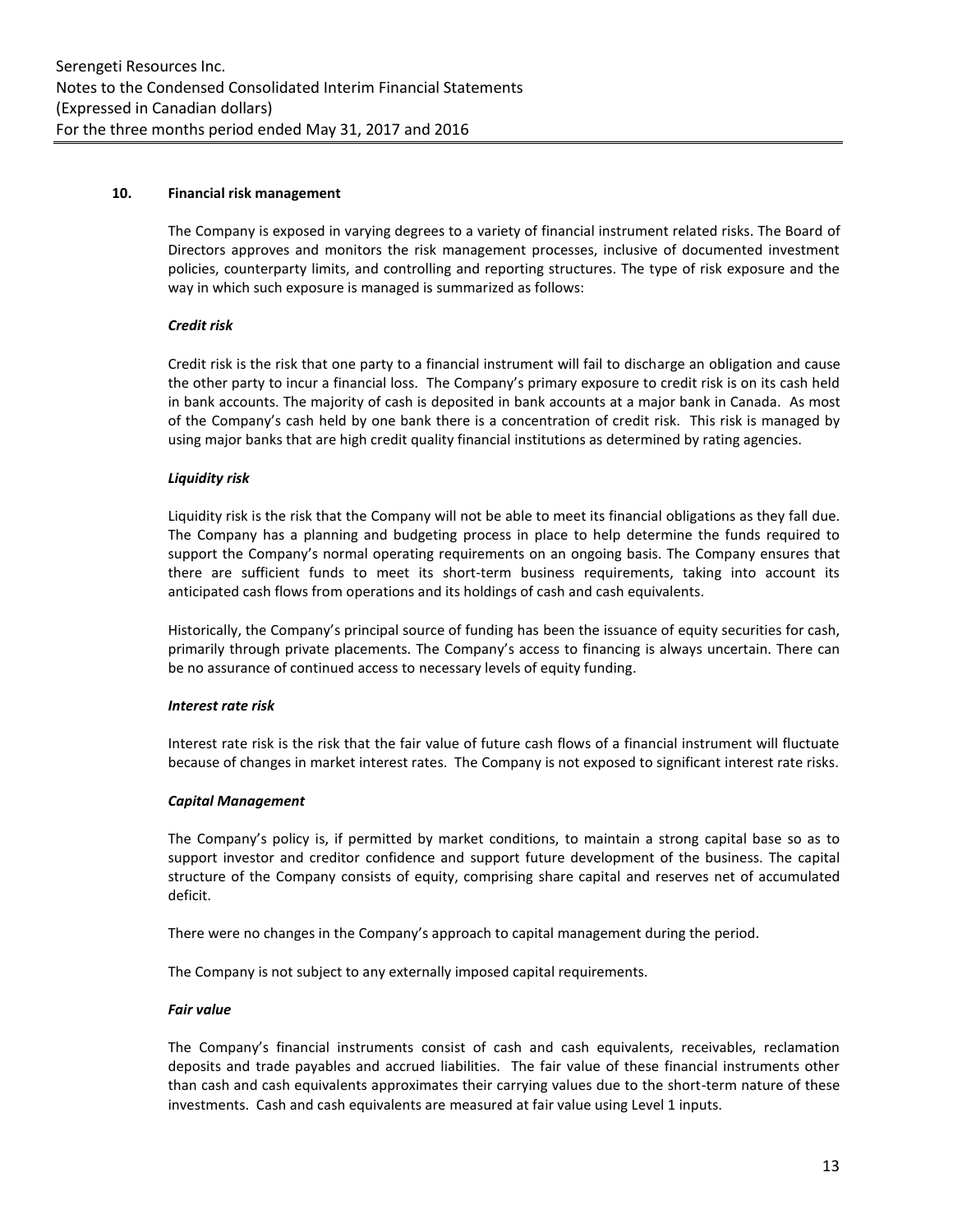## 10. Financial risk management

The Company is exposed in varying degrees to a variety of financial instrument related risks. The Board of Directors approves and monitors the risk management processes, inclusive of documented investment policies, counterparty limits, and controlling and reporting structures. The type of risk exposure and the way in which such exposure is managed is summarized as follows:

### *Credit risk*

Credit risk is the risk that one party to a financial instrument will fail to discharge an obligation and cause the other party to incur a financial loss. The Company's primary exposure to credit risk is on its cash held in bank accounts. The majority of cash is deposited in bank accounts at a major bank in Canada. As most of the Company's cash held by one bank there is a concentration of credit risk. This risk is managed by using major banks that are high credit quality financial institutions as determined by rating agencies.

### *Liquidity risk*

Liquidity risk is the risk that the Company will not be able to meet its financial obligations as they fall due. The Company has a planning and budgeting process in place to help determine the funds required to support the Company's normal operating requirements on an ongoing basis. The Company ensures that there are sufficient funds to meet its short-term business requirements, taking into account its anticipated cash flows from operations and its holdings of cash and cash equivalents.

Historically, the Company's principal source of funding has been the issuance of equity securities for cash, primarily through private placements. The Company's access to financing is always uncertain. There can be no assurance of continued access to necessary levels of equity funding.

### *Interest rate risk*

Interest rate risk is the risk that the fair value of future cash flows of a financial instrument will fluctuate because of changes in market interest rates. The Company is not exposed to significant interest rate risks.

### *Capital Management*

The Company's policy is, if permitted by market conditions, to maintain a strong capital base so as to support investor and creditor confidence and support future development of the business. The capital structure of the Company consists of equity, comprising share capital and reserves net of accumulated deficit.

There were no changes in the Company's approach to capital management during the period.

The Company is not subject to any externally imposed capital requirements.

### *Fair value*

The Company's financial instruments consist of cash and cash equivalents, receivables, reclamation deposits and trade payables and accrued liabilities. The fair value of these financial instruments other than cash and cash equivalents approximates their carrying values due to the short-term nature of these investments. Cash and cash equivalents are measured at fair value using Level 1 inputs.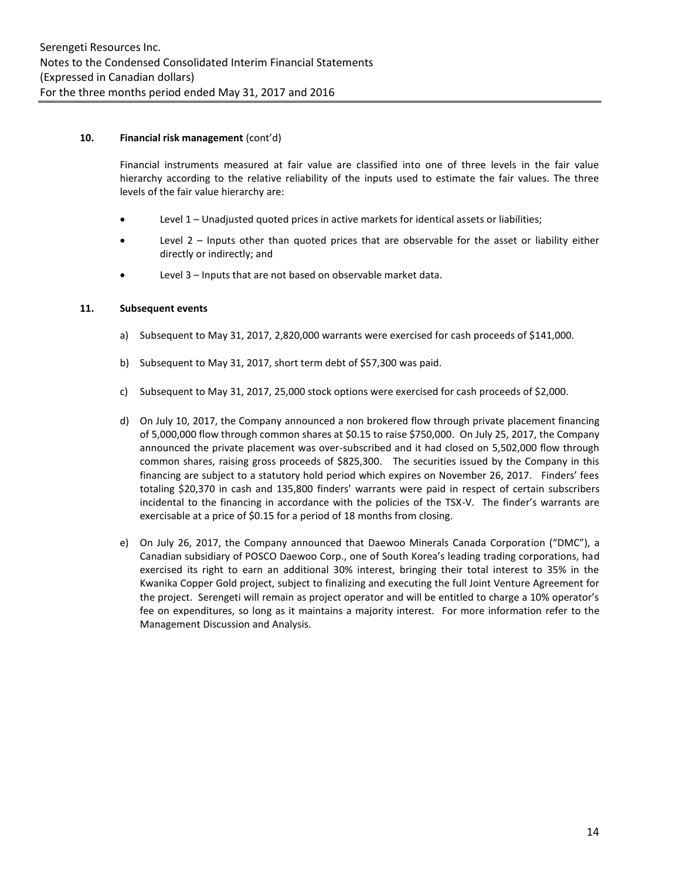**10. Financial risk management** (cont'd)

Financial instruments measured at fair value are classified into one of three levels in the fair value hierarchy according to the relative reliability of the inputs used to estimate the fair values. The three levels of the fair value hierarchy are:

- Level 1 – Unadjusted quoted prices in active markets for identical assets or liabilities;
- Level 2 – Inputs other than quoted prices that are observable for the asset or liability either directly or indirectly; and
- Level 3 – Inputs that are not based on observable market data.

**11. Subsequent events**

a) Subsequent to May 31, 2017, 2,820,000 warrants were exercised for cash proceeds of $141,000.

b) Subsequent to May 31, 2017, short term debt of $57,300 was paid.

c) Subsequent to May 31, 2017, 25,000 stock options were exercised for cash proceeds of $2,000.

d) On July 10, 2017, the Company announced a non brokered flow through private placement financing of 5,000,000 flow through common shares at $0.15 to raise $750,000. On July 25, 2017, the Company announced the private placement was over-subscribed and it had closed on 5,502,000 flow through common shares, raising gross proceeds of $825,300. The securities issued by the Company in this financing are subject to a statutory hold period which expires on November 26, 2017. Finders' fees totaling $20,370 in cash and 135,800 finders' warrants were paid in respect of certain subscribers incidental to the financing in accordance with the policies of the TSX-V. The finder's warrants are exercisable at a price of $0.15 for a period of 18 months from closing.

e) On July 26, 2017, the Company announced that Daewoo Minerals Canada Corporation ("DMC"), a Canadian subsidiary of POSCO Daewoo Corp., one of South Korea's leading trading corporations, had exercised its right to earn an additional 30% interest, bringing their total interest to 35% in the Kwanika Copper Gold project, subject to finalizing and executing the full Joint Venture Agreement for the project. Serengeti will remain as project operator and will be entitled to charge a 10% operator's fee on expenditures, so long as it maintains a majority interest. For more information refer to the Management Discussion and Analysis.